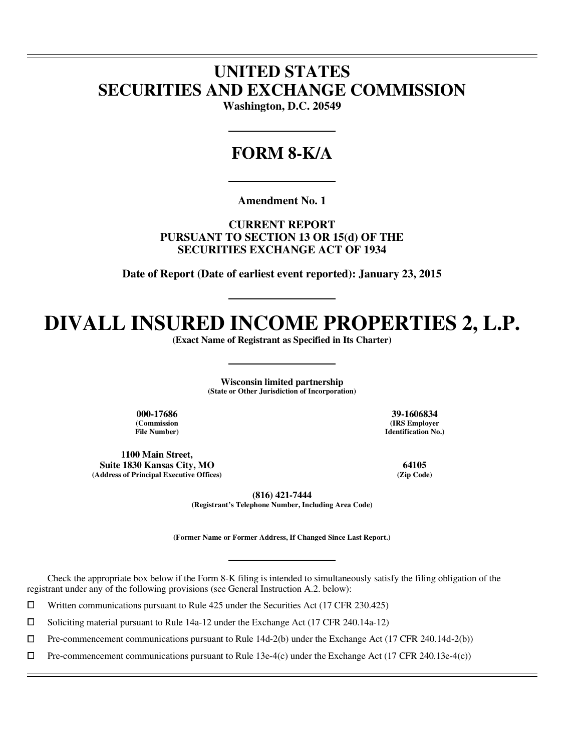# UNITED STATES
# SECURITIES AND EXCHANGE COMMISSION

**Washington, D.C. 20549**

## FORM 8-K/A

**Amendment No. 1**

**CURRENT REPORT**
**PURSUANT TO SECTION 13 OR 15(d) OF THE**
**SECURITIES EXCHANGE ACT OF 1934**

**Date of Report (Date of earliest event reported): January 23, 2015**

# DIVALL INSURED INCOME PROPERTIES 2, L.P.

**(Exact Name of Registrant as Specified in Its Charter)**

**Wisconsin limited partnership**
**(State or Other Jurisdiction of Incorporation)**

| | |
|---|---|
| **000-17686** | **39-1606834** |
| **(Commission File Number)** | **(IRS Employer Identification No.)** |
| **1100 Main Street, Suite 1830 Kansas City, MO** | **64105** |
| **(Address of Principal Executive Offices)** | **(Zip Code)** |

**(816) 421-7444**
**(Registrant's Telephone Number, Including Area Code)**

**(Former Name or Former Address, If Changed Since Last Report.)**

Check the appropriate box below if the Form 8-K filing is intended to simultaneously satisfy the filing obligation of the registrant under any of the following provisions (see General Instruction A.2. below):

☐ Written communications pursuant to Rule 425 under the Securities Act (17 CFR 230.425)

☐ Soliciting material pursuant to Rule 14a-12 under the Exchange Act (17 CFR 240.14a-12)

☐ Pre-commencement communications pursuant to Rule 14d-2(b) under the Exchange Act (17 CFR 240.14d-2(b))

☐ Pre-commencement communications pursuant to Rule 13e-4(c) under the Exchange Act (17 CFR 240.13e-4(c))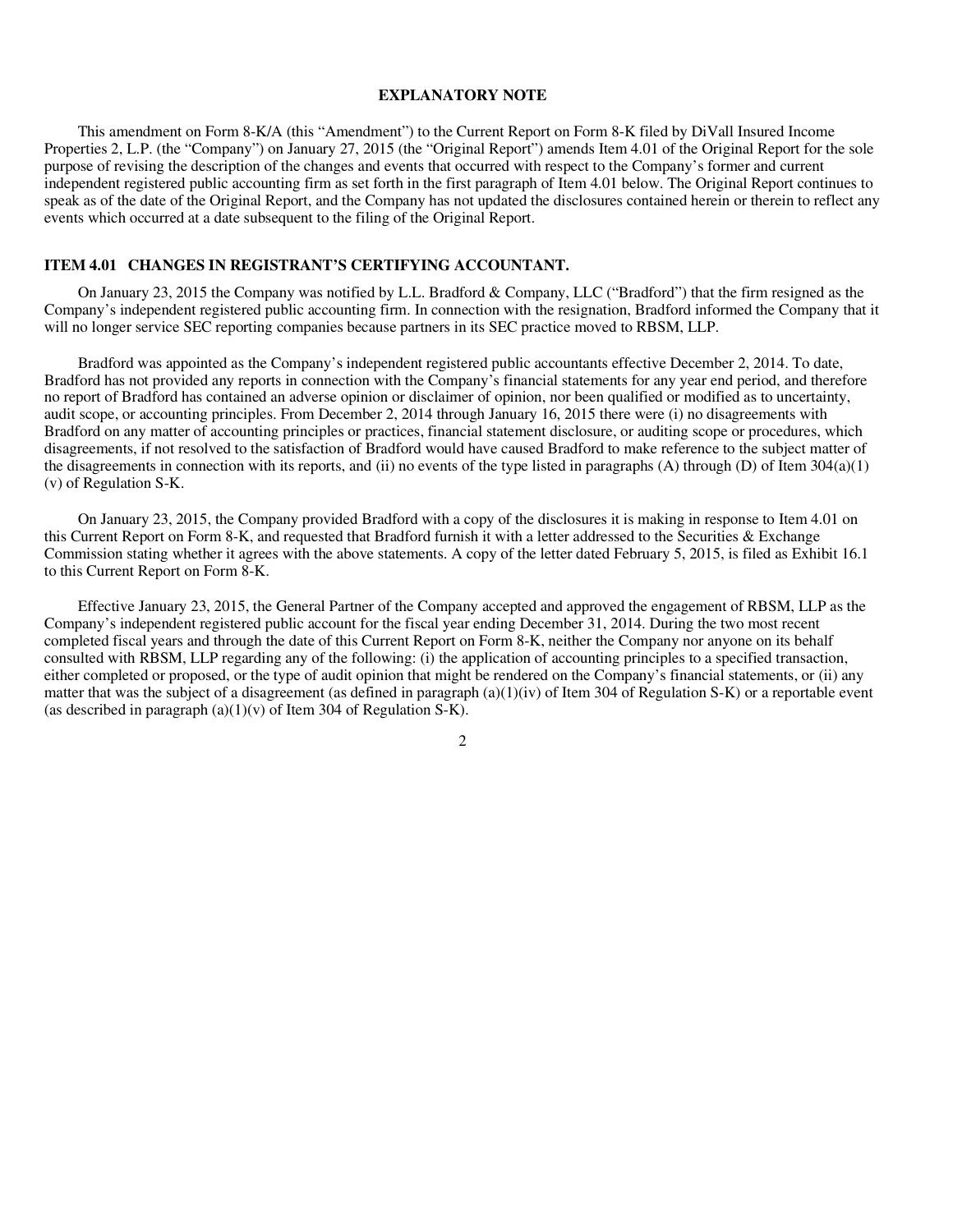# EXPLANATORY NOTE

This amendment on Form 8-K/A (this "Amendment") to the Current Report on Form 8-K filed by DiVall Insured Income Properties 2, L.P. (the "Company") on January 27, 2015 (the "Original Report") amends Item 4.01 of the Original Report for the sole purpose of revising the description of the changes and events that occurred with respect to the Company's former and current independent registered public accounting firm as set forth in the first paragraph of Item 4.01 below. The Original Report continues to speak as of the date of the Original Report, and the Company has not updated the disclosures contained herein or therein to reflect any events which occurred at a date subsequent to the filing of the Original Report.

## ITEM 4.01 CHANGES IN REGISTRANT'S CERTIFYING ACCOUNTANT.

On January 23, 2015 the Company was notified by L.L. Bradford & Company, LLC ("Bradford") that the firm resigned as the Company's independent registered public accounting firm. In connection with the resignation, Bradford informed the Company that it will no longer service SEC reporting companies because partners in its SEC practice moved to RBSM, LLP.

Bradford was appointed as the Company's independent registered public accountants effective December 2, 2014. To date, Bradford has not provided any reports in connection with the Company's financial statements for any year end period, and therefore no report of Bradford has contained an adverse opinion or disclaimer of opinion, nor been qualified or modified as to uncertainty, audit scope, or accounting principles. From December 2, 2014 through January 16, 2015 there were (i) no disagreements with Bradford on any matter of accounting principles or practices, financial statement disclosure, or auditing scope or procedures, which disagreements, if not resolved to the satisfaction of Bradford would have caused Bradford to make reference to the subject matter of the disagreements in connection with its reports, and (ii) no events of the type listed in paragraphs (A) through (D) of Item 304(a)(1)(v) of Regulation S-K.

On January 23, 2015, the Company provided Bradford with a copy of the disclosures it is making in response to Item 4.01 on this Current Report on Form 8-K, and requested that Bradford furnish it with a letter addressed to the Securities & Exchange Commission stating whether it agrees with the above statements. A copy of the letter dated February 5, 2015, is filed as Exhibit 16.1 to this Current Report on Form 8-K.

Effective January 23, 2015, the General Partner of the Company accepted and approved the engagement of RBSM, LLP as the Company's independent registered public account for the fiscal year ending December 31, 2014. During the two most recent completed fiscal years and through the date of this Current Report on Form 8-K, neither the Company nor anyone on its behalf consulted with RBSM, LLP regarding any of the following: (i) the application of accounting principles to a specified transaction, either completed or proposed, or the type of audit opinion that might be rendered on the Company's financial statements, or (ii) any matter that was the subject of a disagreement (as defined in paragraph (a)(1)(iv) of Item 304 of Regulation S-K) or a reportable event (as described in paragraph (a)(1)(v) of Item 304 of Regulation S-K).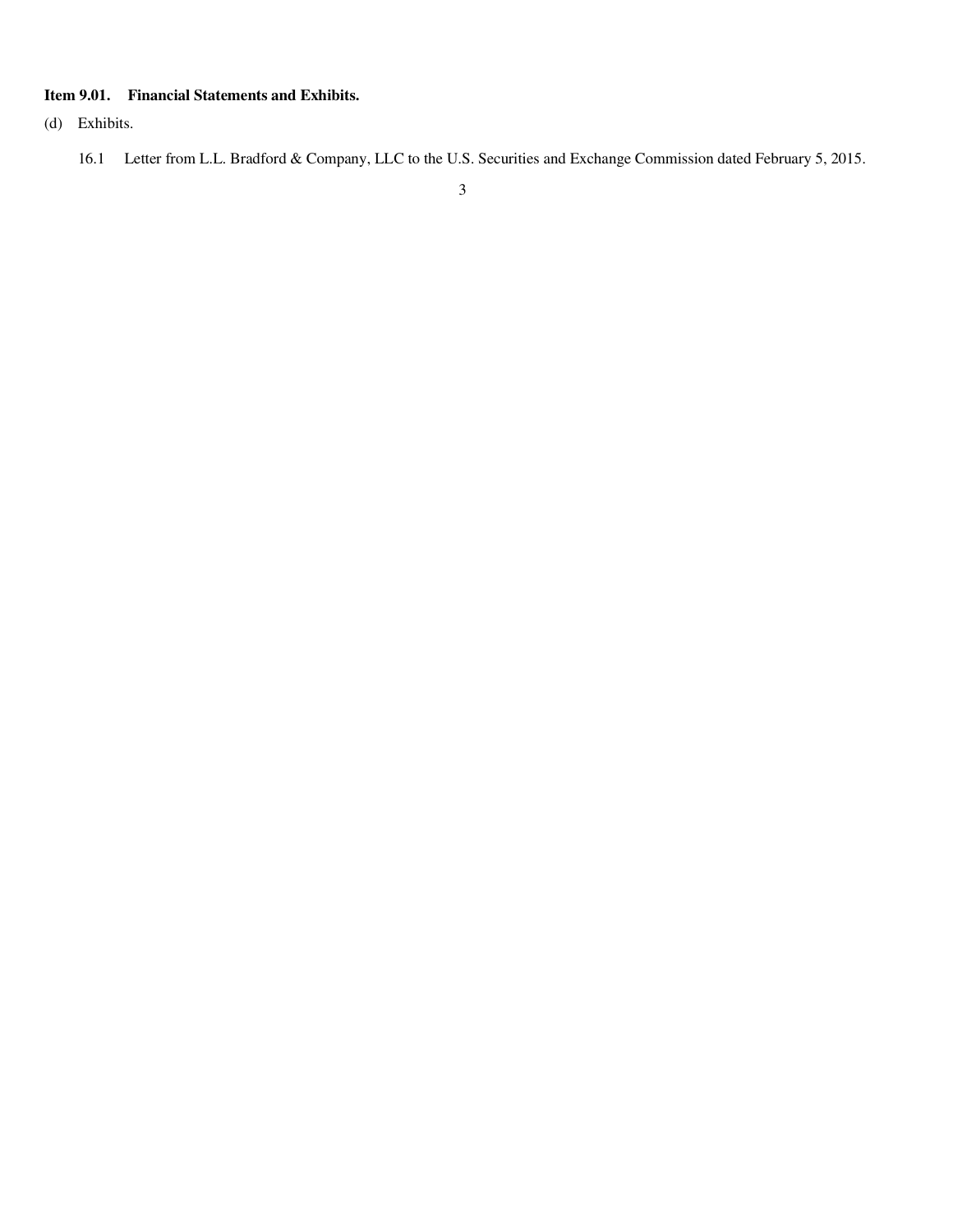**Item 9.01. Financial Statements and Exhibits.**

(d) Exhibits.

16.1 Letter from L.L. Bradford & Company, LLC to the U.S. Securities and Exchange Commission dated February 5, 2015.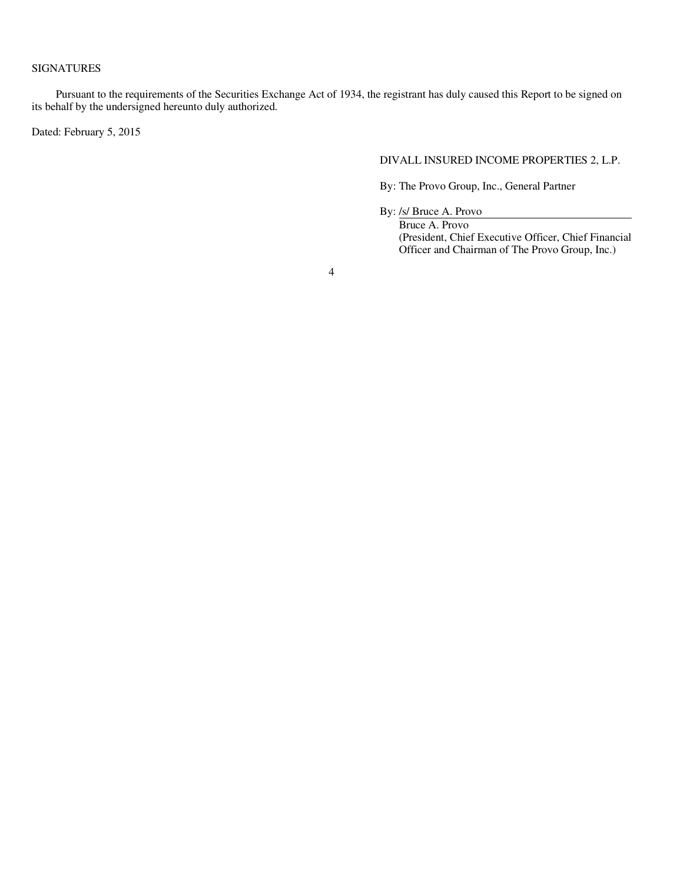SIGNATURES

Pursuant to the requirements of the Securities Exchange Act of 1934, the registrant has duly caused this Report to be signed on its behalf by the undersigned hereunto duly authorized.

Dated: February 5, 2015

DIVALL INSURED INCOME PROPERTIES 2, L.P.

By: The Provo Group, Inc., General Partner

By: /s/ Bruce A. Provo
Bruce A. Provo
(President, Chief Executive Officer, Chief Financial Officer and Chairman of The Provo Group, Inc.)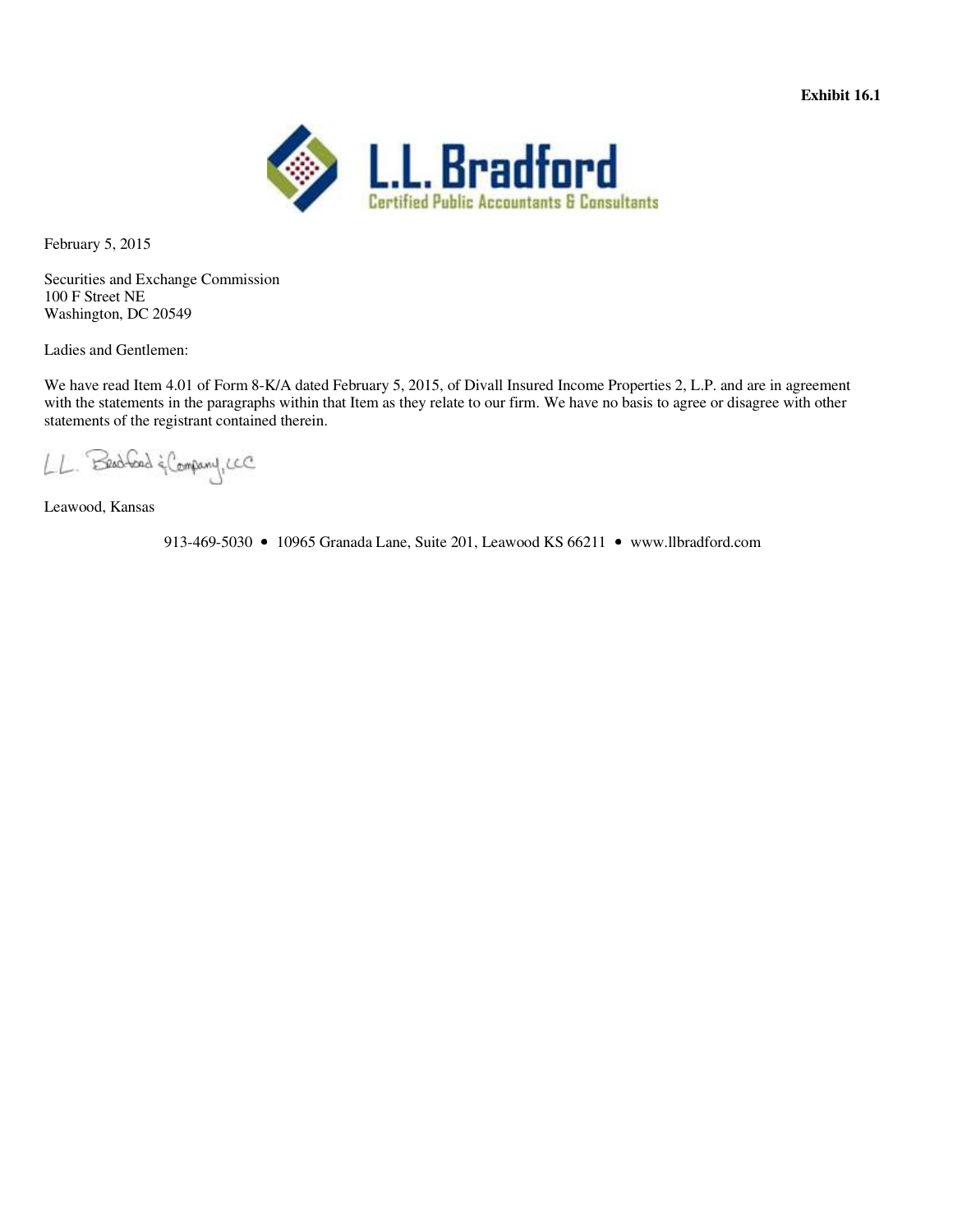**Exhibit 16.1**

L.L. Bradford
Certified Public Accountants & Consultants

February 5, 2015

Securities and Exchange Commission
100 F Street NE
Washington, DC 20549

Ladies and Gentlemen:

We have read Item 4.01 of Form 8-K/A dated February 5, 2015, of Divall Insured Income Properties 2, L.P. and are in agreement with the statements in the paragraphs within that Item as they relate to our firm. We have no basis to agree or disagree with other statements of the registrant contained therein.

L.L. Bradford & Company, LLC

Leawood, Kansas

913-469-5030 • 10965 Granada Lane, Suite 201, Leawood KS 66211 • www.llbradford.com